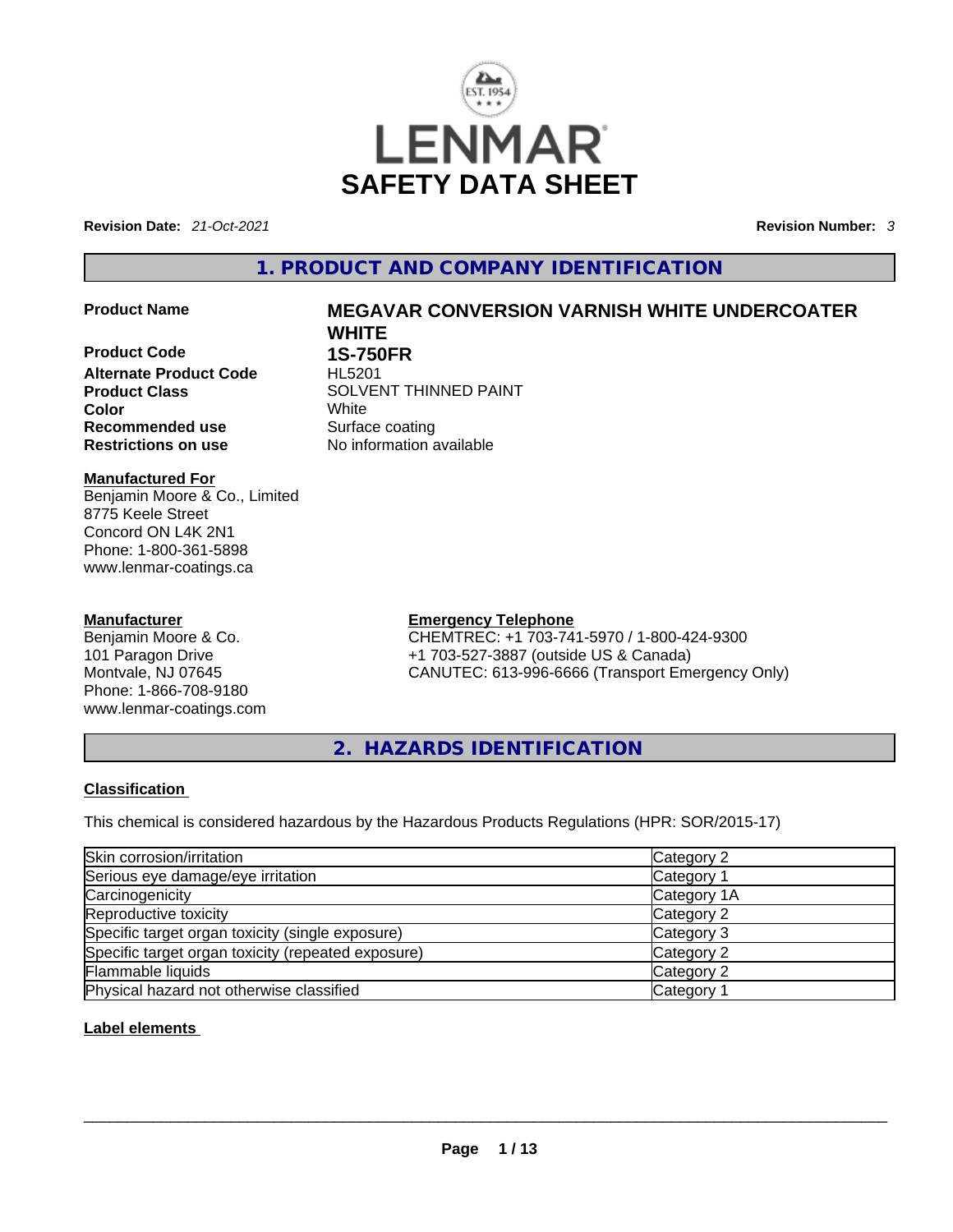# LENMAR
# SAFETY DATA SHEET

**Revision Date:** *21-Oct-2021* **Revision Number:** *3*

## 1. PRODUCT AND COMPANY IDENTIFICATION

| | |
|---|---|
| **Product Name** | **MEGAVAR CONVERSION VARNISH WHITE UNDERCOATER WHITE** |
| **Product Code** | **1S-750FR** |
| **Alternate Product Code** | HL5201 |
| **Product Class** | SOLVENT THINNED PAINT |
| **Color** | White |
| **Recommended use** | Surface coating |
| **Restrictions on use** | No information available |

**Manufactured For**
Benjamin Moore & Co., Limited
8775 Keele Street
Concord ON L4K 2N1
Phone: 1-800-361-5898
www.lenmar-coatings.ca

**Manufacturer**
Benjamin Moore & Co.
101 Paragon Drive
Montvale, NJ 07645
Phone: 1-866-708-9180
www.lenmar-coatings.com

**Emergency Telephone**
CHEMTREC: +1 703-741-5970 / 1-800-424-9300
+1 703-527-3887 (outside US & Canada)
CANUTEC: 613-996-6666 (Transport Emergency Only)

## 2. HAZARDS IDENTIFICATION

**Classification**

This chemical is considered hazardous by the Hazardous Products Regulations (HPR: SOR/2015-17)

| | |
|---|---|
| Skin corrosion/irritation | Category 2 |
| Serious eye damage/eye irritation | Category 1 |
| Carcinogenicity | Category 1A |
| Reproductive toxicity | Category 2 |
| Specific target organ toxicity (single exposure) | Category 3 |
| Specific target organ toxicity (repeated exposure) | Category 2 |
| Flammable liquids | Category 2 |
| Physical hazard not otherwise classified | Category 1 |

**Label elements**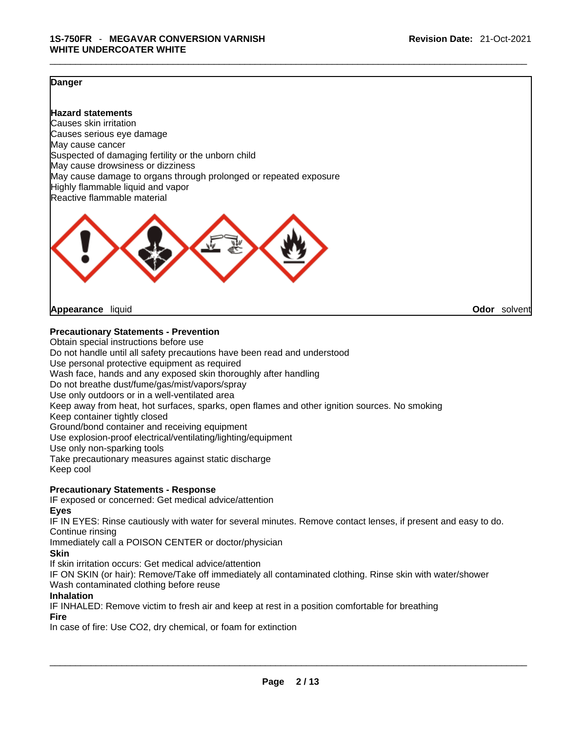**Danger**

**Hazard statements**
Causes skin irritation
Causes serious eye damage
May cause cancer
Suspected of damaging fertility or the unborn child
May cause drowsiness or dizziness
May cause damage to organs through prolonged or repeated exposure
Highly flammable liquid and vapor
Reactive flammable material

**Appearance** liquid **Odor** solvent

**Precautionary Statements - Prevention**
Obtain special instructions before use
Do not handle until all safety precautions have been read and understood
Use personal protective equipment as required
Wash face, hands and any exposed skin thoroughly after handling
Do not breathe dust/fume/gas/mist/vapors/spray
Use only outdoors or in a well-ventilated area
Keep away from heat, hot surfaces, sparks, open flames and other ignition sources. No smoking
Keep container tightly closed
Ground/bond container and receiving equipment
Use explosion-proof electrical/ventilating/lighting/equipment
Use only non-sparking tools
Take precautionary measures against static discharge
Keep cool

**Precautionary Statements - Response**
IF exposed or concerned: Get medical advice/attention
**Eyes**
IF IN EYES: Rinse cautiously with water for several minutes. Remove contact lenses, if present and easy to do. Continue rinsing
Immediately call a POISON CENTER or doctor/physician
**Skin**
If skin irritation occurs: Get medical advice/attention
IF ON SKIN (or hair): Remove/Take off immediately all contaminated clothing. Rinse skin with water/shower
Wash contaminated clothing before reuse
**Inhalation**
IF INHALED: Remove victim to fresh air and keep at rest in a position comfortable for breathing
**Fire**
In case of fire: Use CO2, dry chemical, or foam for extinction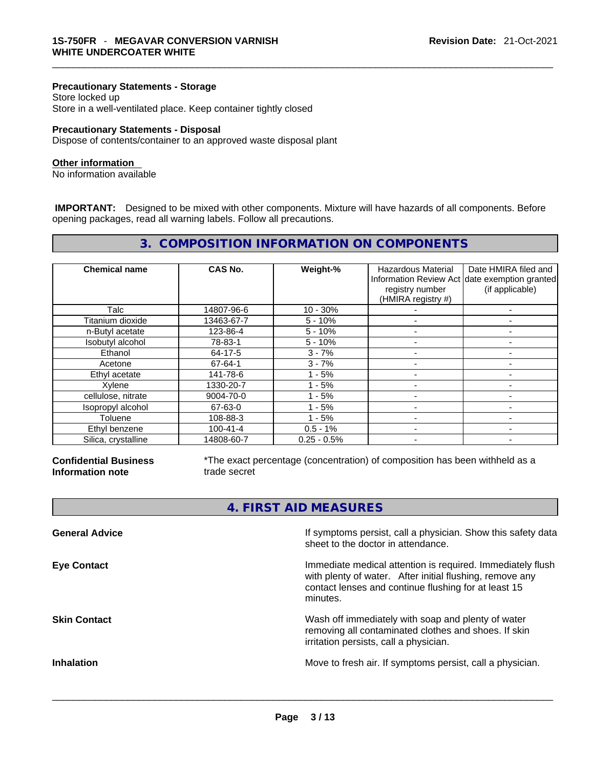#### Precautionary Statements - Storage

Store locked up
Store in a well-ventilated place. Keep container tightly closed

#### Precautionary Statements - Disposal

Dispose of contents/container to an approved waste disposal plant

#### Other information

No information available

**IMPORTANT:** Designed to be mixed with other components. Mixture will have hazards of all components. Before opening packages, read all warning labels. Follow all precautions.

## 3. COMPOSITION INFORMATION ON COMPONENTS

| Chemical name | CAS No. | Weight-% | Hazardous Material Information Review Act registry number (HMIRA registry #) | Date HMIRA filed and date exemption granted (if applicable) |
|---|---|---|---|---|
| Talc | 14807-96-6 | 10 - 30% | - | - |
| Titanium dioxide | 13463-67-7 | 5 - 10% | - | - |
| n-Butyl acetate | 123-86-4 | 5 - 10% | - | - |
| Isobutyl alcohol | 78-83-1 | 5 - 10% | - | - |
| Ethanol | 64-17-5 | 3 - 7% | - | - |
| Acetone | 67-64-1 | 3 - 7% | - | - |
| Ethyl acetate | 141-78-6 | 1 - 5% | - | - |
| Xylene | 1330-20-7 | 1 - 5% | - | - |
| cellulose, nitrate | 9004-70-0 | 1 - 5% | - | - |
| Isopropyl alcohol | 67-63-0 | 1 - 5% | - | - |
| Toluene | 108-88-3 | 1 - 5% | - | - |
| Ethyl benzene | 100-41-4 | 0.5 - 1% | - | - |
| Silica, crystalline | 14808-60-7 | 0.25 - 0.5% | - | - |

**Confidential Business Information note**

*The exact percentage (concentration) of composition has been withheld as a trade secret

## 4. FIRST AID MEASURES

**General Advice**

If symptoms persist, call a physician. Show this safety data sheet to the doctor in attendance.

**Eye Contact**

Immediate medical attention is required. Immediately flush with plenty of water. After initial flushing, remove any contact lenses and continue flushing for at least 15 minutes.

**Skin Contact**

Wash off immediately with soap and plenty of water removing all contaminated clothes and shoes. If skin irritation persists, call a physician.

**Inhalation**

Move to fresh air. If symptoms persist, call a physician.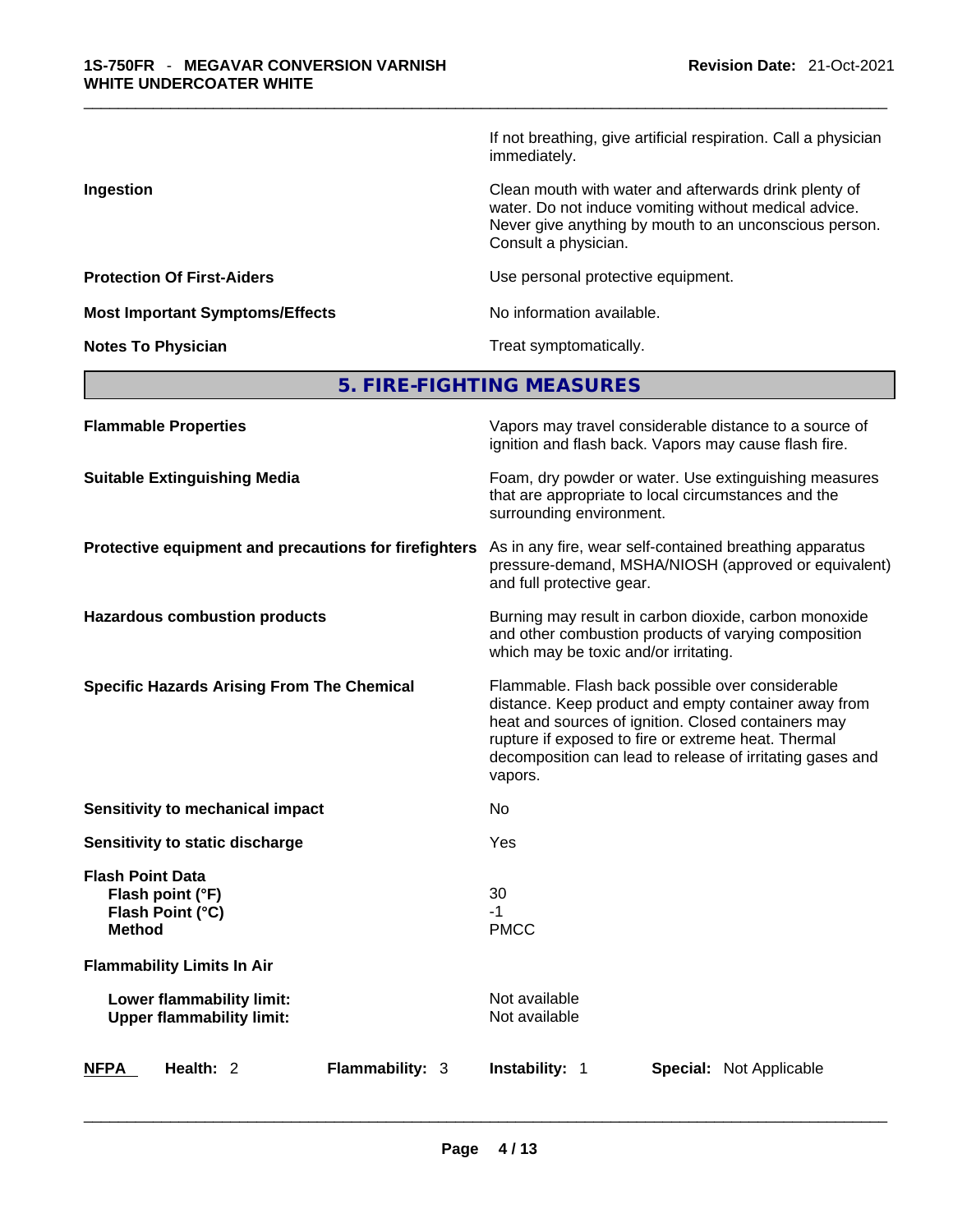| | |
|---|---|
| | If not breathing, give artificial respiration. Call a physician immediately. |
| **Ingestion** | Clean mouth with water and afterwards drink plenty of water. Do not induce vomiting without medical advice. Never give anything by mouth to an unconscious person. Consult a physician. |
| **Protection Of First-Aiders** | Use personal protective equipment. |
| **Most Important Symptoms/Effects** | No information available. |
| **Notes To Physician** | Treat symptomatically. |

## 5. FIRE-FIGHTING MEASURES

| | |
|---|---|
| **Flammable Properties** | Vapors may travel considerable distance to a source of ignition and flash back. Vapors may cause flash fire. |
| **Suitable Extinguishing Media** | Foam, dry powder or water. Use extinguishing measures that are appropriate to local circumstances and the surrounding environment. |
| **Protective equipment and precautions for firefighters** | As in any fire, wear self-contained breathing apparatus pressure-demand, MSHA/NIOSH (approved or equivalent) and full protective gear. |
| **Hazardous combustion products** | Burning may result in carbon dioxide, carbon monoxide and other combustion products of varying composition which may be toxic and/or irritating. |
| **Specific Hazards Arising From The Chemical** | Flammable. Flash back possible over considerable distance. Keep product and empty container away from heat and sources of ignition. Closed containers may rupture if exposed to fire or extreme heat. Thermal decomposition can lead to release of irritating gases and vapors. |
| **Sensitivity to mechanical impact** | No |
| **Sensitivity to static discharge** | Yes |

**Flash Point Data**

| | |
|---|---|
| **Flash point (°F)** | 30 |
| **Flash Point (°C)** | -1 |
| **Method** | PMCC |

**Flammability Limits In Air**

| | |
|---|---|
| **Lower flammability limit:** | Not available |
| **Upper flammability limit:** | Not available |

| **NFPA** | **Health:** 2 | **Flammability:** 3 | **Instability:** 1 | **Special:** Not Applicable |
|---|---|---|---|---|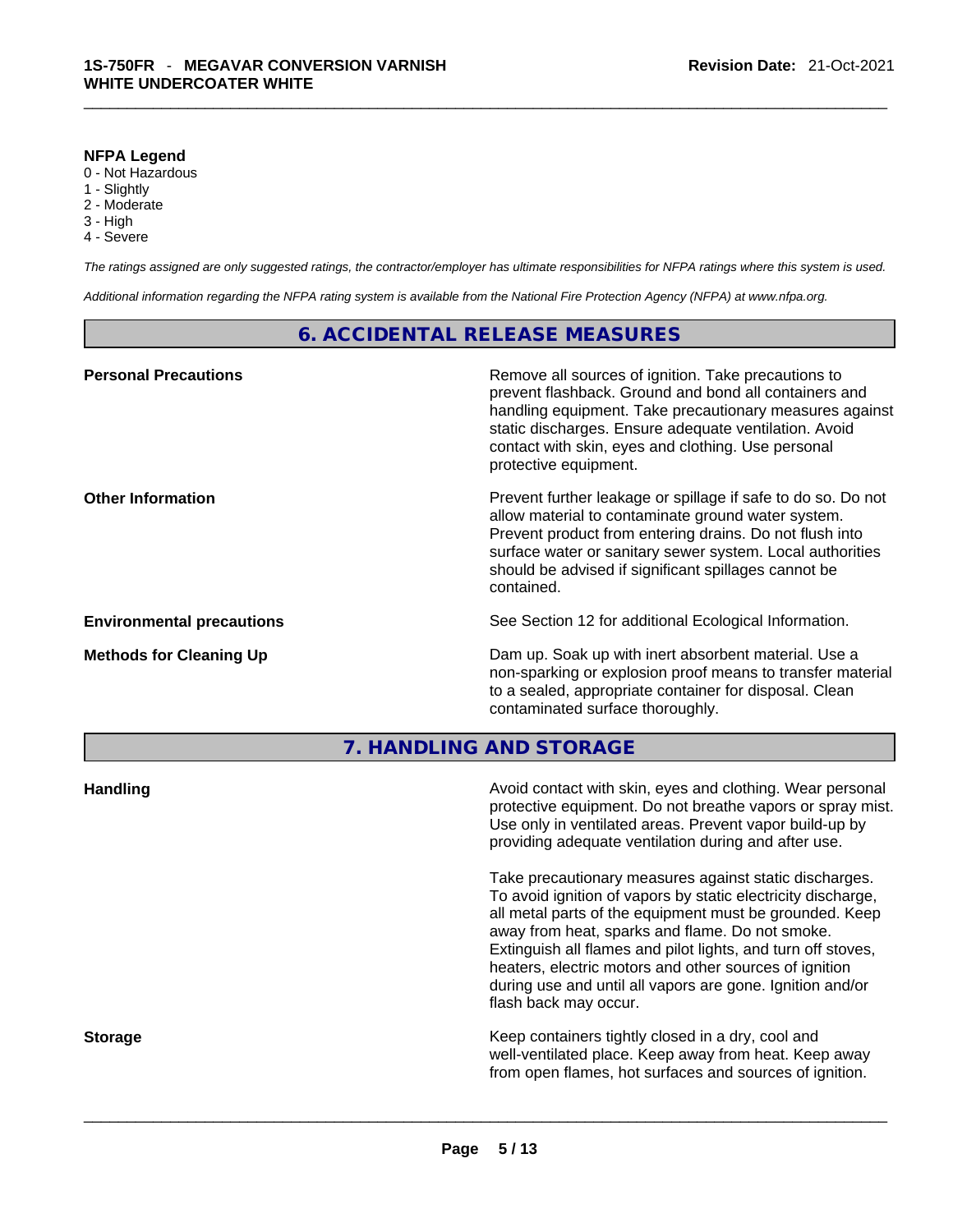**NFPA Legend**

0 - Not Hazardous
1 - Slightly
2 - Moderate
3 - High
4 - Severe

*The ratings assigned are only suggested ratings, the contractor/employer has ultimate responsibilities for NFPA ratings where this system is used.*

*Additional information regarding the NFPA rating system is available from the National Fire Protection Agency (NFPA) at www.nfpa.org.*

## 6. ACCIDENTAL RELEASE MEASURES

**Personal Precautions**

Remove all sources of ignition. Take precautions to prevent flashback. Ground and bond all containers and handling equipment. Take precautionary measures against static discharges. Ensure adequate ventilation. Avoid contact with skin, eyes and clothing. Use personal protective equipment.

**Other Information**

Prevent further leakage or spillage if safe to do so. Do not allow material to contaminate ground water system. Prevent product from entering drains. Do not flush into surface water or sanitary sewer system. Local authorities should be advised if significant spillages cannot be contained.

**Environmental precautions**

See Section 12 for additional Ecological Information.

**Methods for Cleaning Up**

Dam up. Soak up with inert absorbent material. Use a non-sparking or explosion proof means to transfer material to a sealed, appropriate container for disposal. Clean contaminated surface thoroughly.

## 7. HANDLING AND STORAGE

**Handling**

Avoid contact with skin, eyes and clothing. Wear personal protective equipment. Do not breathe vapors or spray mist. Use only in ventilated areas. Prevent vapor build-up by providing adequate ventilation during and after use.

Take precautionary measures against static discharges. To avoid ignition of vapors by static electricity discharge, all metal parts of the equipment must be grounded. Keep away from heat, sparks and flame. Do not smoke. Extinguish all flames and pilot lights, and turn off stoves, heaters, electric motors and other sources of ignition during use and until all vapors are gone. Ignition and/or flash back may occur.

**Storage**

Keep containers tightly closed in a dry, cool and well-ventilated place. Keep away from heat. Keep away from open flames, hot surfaces and sources of ignition.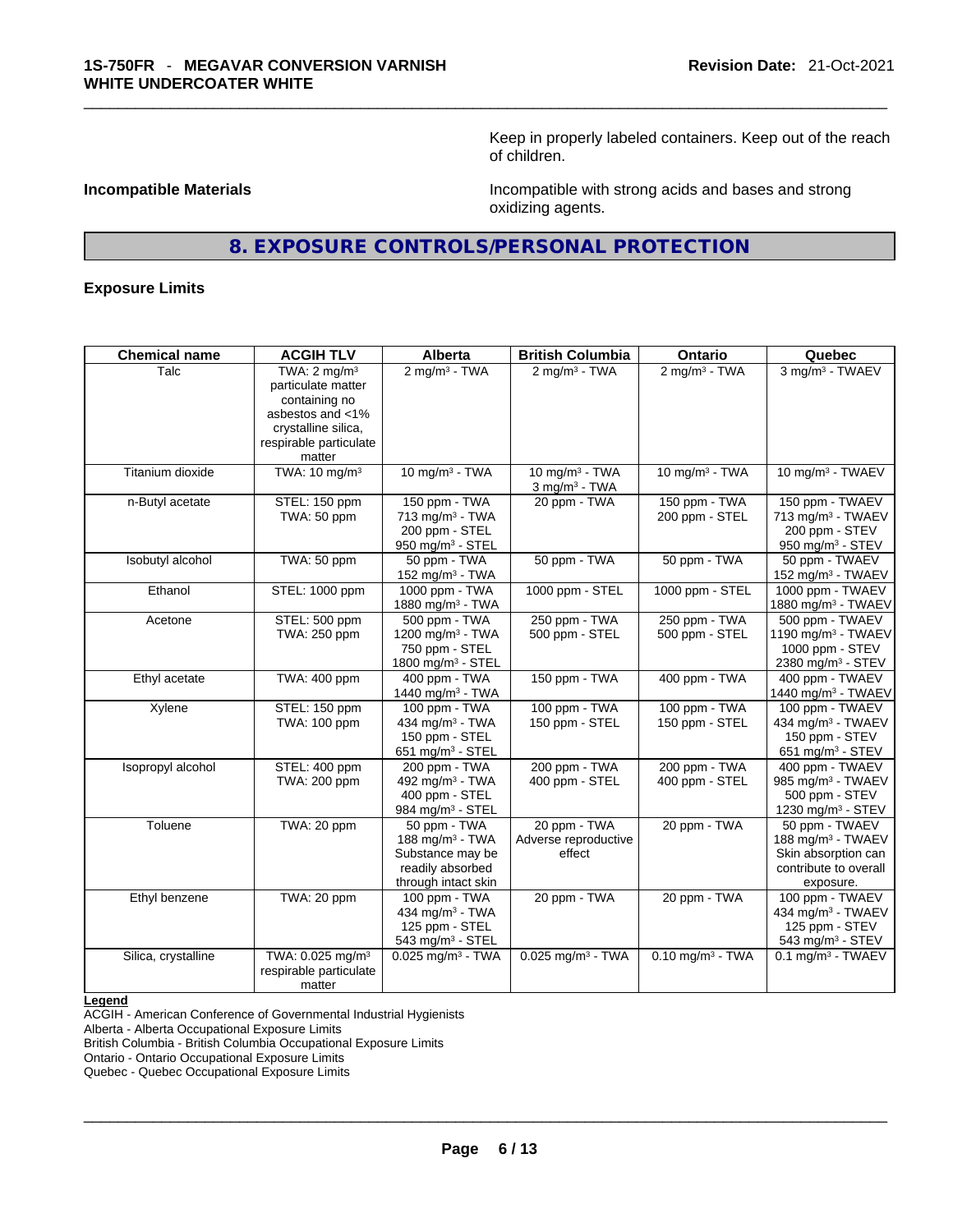Keep in properly labeled containers. Keep out of the reach of children.

**Incompatible Materials** Incompatible with strong acids and bases and strong oxidizing agents.

## 8. EXPOSURE CONTROLS/PERSONAL PROTECTION

**Exposure Limits**

| Chemical name | ACGIH TLV | Alberta | British Columbia | Ontario | Quebec |
|---|---|---|---|---|---|
| Talc | TWA: 2 mg/m³ particulate matter containing no asbestos and <1% crystalline silica, respirable particulate matter | 2 mg/m³ - TWA | 2 mg/m³ - TWA | 2 mg/m³ - TWA | 3 mg/m³ - TWAEV |
| Titanium dioxide | TWA: 10 mg/m³ | 10 mg/m³ - TWA | 10 mg/m³ - TWA<br>3 mg/m³ - TWA | 10 mg/m³ - TWA | 10 mg/m³ - TWAEV |
| n-Butyl acetate | STEL: 150 ppm<br>TWA: 50 ppm | 150 ppm - TWA<br>713 mg/m³ - TWA<br>200 ppm - STEL<br>950 mg/m³ - STEL | 20 ppm - TWA | 150 ppm - TWA<br>200 ppm - STEL | 150 ppm - TWAEV<br>713 mg/m³ - TWAEV<br>200 ppm - STEV<br>950 mg/m³ - STEV |
| Isobutyl alcohol | TWA: 50 ppm | 50 ppm - TWA<br>152 mg/m³ - TWA | 50 ppm - TWA | 50 ppm - TWA | 50 ppm - TWAEV<br>152 mg/m³ - TWAEV |
| Ethanol | STEL: 1000 ppm | 1000 ppm - TWA<br>1880 mg/m³ - TWA | 1000 ppm - STEL | 1000 ppm - STEL | 1000 ppm - TWAEV<br>1880 mg/m³ - TWAEV |
| Acetone | STEL: 500 ppm<br>TWA: 250 ppm | 500 ppm - TWA<br>1200 mg/m³ - TWA<br>750 ppm - STEL<br>1800 mg/m³ - STEL | 250 ppm - TWA<br>500 ppm - STEL | 250 ppm - TWA<br>500 ppm - STEL | 500 ppm - TWAEV<br>1190 mg/m³ - TWAEV<br>1000 ppm - STEV<br>2380 mg/m³ - STEV |
| Ethyl acetate | TWA: 400 ppm | 400 ppm - TWA<br>1440 mg/m³ - TWA | 150 ppm - TWA | 400 ppm - TWA | 400 ppm - TWAEV<br>1440 mg/m³ - TWAEV |
| Xylene | STEL: 150 ppm<br>TWA: 100 ppm | 100 ppm - TWA<br>434 mg/m³ - TWA<br>150 ppm - STEL<br>651 mg/m³ - STEL | 100 ppm - TWA<br>150 ppm - STEL | 100 ppm - TWA<br>150 ppm - STEL | 100 ppm - TWAEV<br>434 mg/m³ - TWAEV<br>150 ppm - STEV<br>651 mg/m³ - STEV |
| Isopropyl alcohol | STEL: 400 ppm<br>TWA: 200 ppm | 200 ppm - TWA<br>492 mg/m³ - TWA<br>400 ppm - STEL<br>984 mg/m³ - STEL | 200 ppm - TWA<br>400 ppm - STEL | 200 ppm - TWA<br>400 ppm - STEL | 400 ppm - TWAEV<br>985 mg/m³ - TWAEV<br>500 ppm - STEV<br>1230 mg/m³ - STEV |
| Toluene | TWA: 20 ppm | 50 ppm - TWA<br>188 mg/m³ - TWA<br>Substance may be readily absorbed through intact skin | 20 ppm - TWA<br>Adverse reproductive effect | 20 ppm - TWA | 50 ppm - TWAEV<br>188 mg/m³ - TWAEV<br>Skin absorption can contribute to overall exposure. |
| Ethyl benzene | TWA: 20 ppm | 100 ppm - TWA<br>434 mg/m³ - TWA<br>125 ppm - STEL<br>543 mg/m³ - STEL | 20 ppm - TWA | 20 ppm - TWA | 100 ppm - TWAEV<br>434 mg/m³ - TWAEV<br>125 ppm - STEV<br>543 mg/m³ - STEV |
| Silica, crystalline | TWA: 0.025 mg/m³ respirable particulate matter | 0.025 mg/m³ - TWA | 0.025 mg/m³ - TWA | 0.10 mg/m³ - TWA | 0.1 mg/m³ - TWAEV |

**Legend**

ACGIH - American Conference of Governmental Industrial Hygienists
Alberta - Alberta Occupational Exposure Limits
British Columbia - British Columbia Occupational Exposure Limits
Ontario - Ontario Occupational Exposure Limits
Quebec - Quebec Occupational Exposure Limits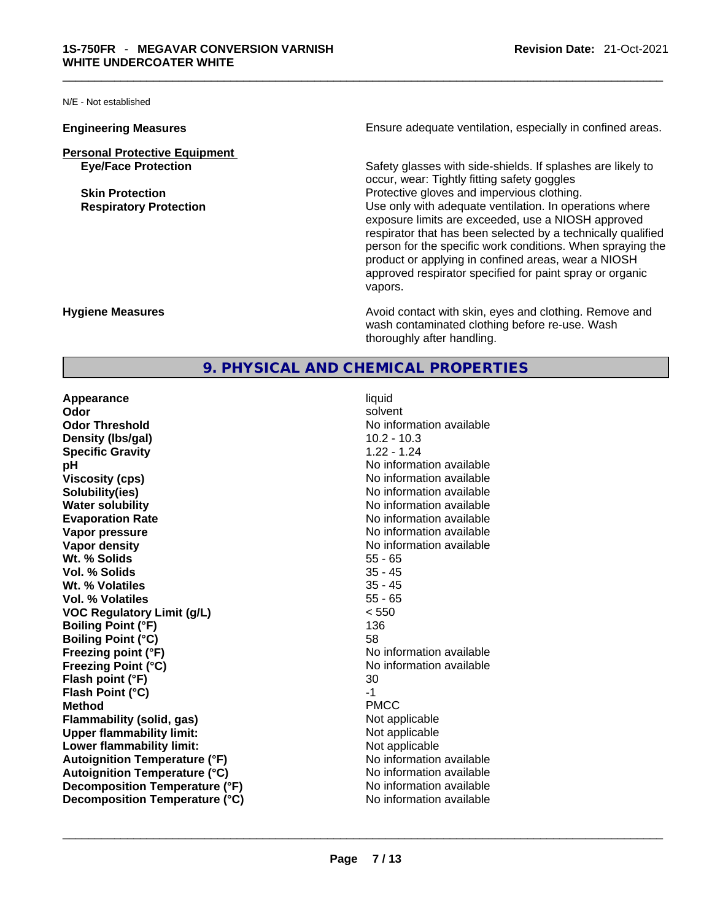N/E - Not established

| | |
|---|---|
| **Engineering Measures** | Ensure adequate ventilation, especially in confined areas. |
| **Personal Protective Equipment** | |
| **Eye/Face Protection** | Safety glasses with side-shields. If splashes are likely to occur, wear: Tightly fitting safety goggles |
| **Skin Protection** | Protective gloves and impervious clothing. |
| **Respiratory Protection** | Use only with adequate ventilation. In operations where exposure limits are exceeded, use a NIOSH approved respirator that has been selected by a technically qualified person for the specific work conditions. When spraying the product or applying in confined areas, wear a NIOSH approved respirator specified for paint spray or organic vapors. |
| **Hygiene Measures** | Avoid contact with skin, eyes and clothing. Remove and wash contaminated clothing before re-use. Wash thoroughly after handling. |

## 9. PHYSICAL AND CHEMICAL PROPERTIES

| | |
|---|---|
| **Appearance** | liquid |
| **Odor** | solvent |
| **Odor Threshold** | No information available |
| **Density (lbs/gal)** | 10.2 - 10.3 |
| **Specific Gravity** | 1.22 - 1.24 |
| **pH** | No information available |
| **Viscosity (cps)** | No information available |
| **Solubility(ies)** | No information available |
| **Water solubility** | No information available |
| **Evaporation Rate** | No information available |
| **Vapor pressure** | No information available |
| **Vapor density** | No information available |
| **Wt. % Solids** | 55 - 65 |
| **Vol. % Solids** | 35 - 45 |
| **Wt. % Volatiles** | 35 - 45 |
| **Vol. % Volatiles** | 55 - 65 |
| **VOC Regulatory Limit (g/L)** | < 550 |
| **Boiling Point (°F)** | 136 |
| **Boiling Point (°C)** | 58 |
| **Freezing point (°F)** | No information available |
| **Freezing Point (°C)** | No information available |
| **Flash point (°F)** | 30 |
| **Flash Point (°C)** | -1 |
| **Method** | PMCC |
| **Flammability (solid, gas)** | Not applicable |
| **Upper flammability limit:** | Not applicable |
| **Lower flammability limit:** | Not applicable |
| **Autoignition Temperature (°F)** | No information available |
| **Autoignition Temperature (°C)** | No information available |
| **Decomposition Temperature (°F)** | No information available |
| **Decomposition Temperature (°C)** | No information available |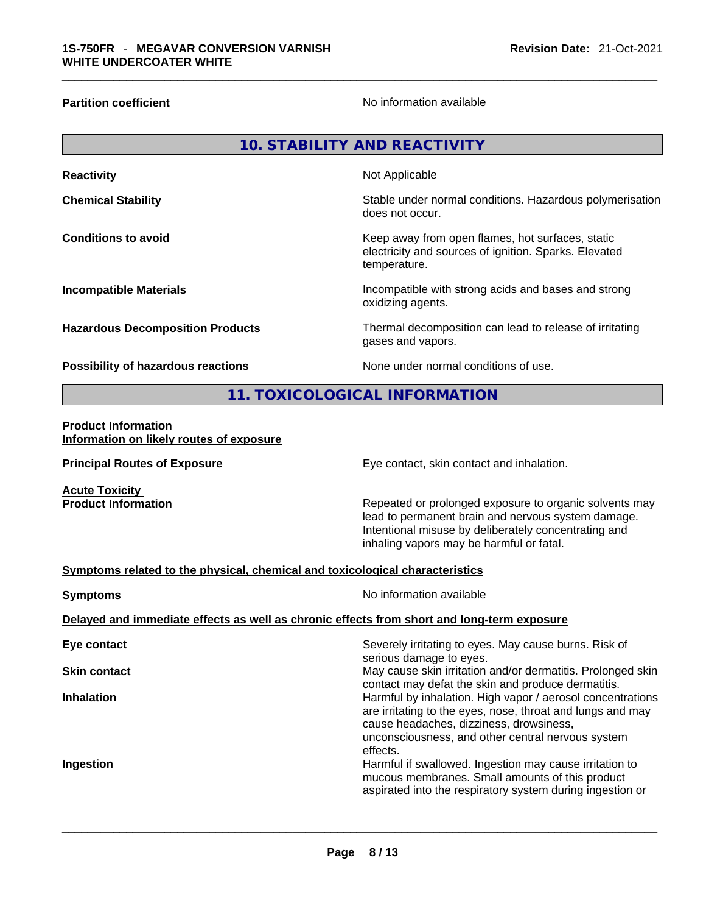**Partition coefficient** No information available

## 10. STABILITY AND REACTIVITY

| | |
|---|---|
| **Reactivity** | Not Applicable |
| **Chemical Stability** | Stable under normal conditions. Hazardous polymerisation does not occur. |
| **Conditions to avoid** | Keep away from open flames, hot surfaces, static electricity and sources of ignition. Sparks. Elevated temperature. |
| **Incompatible Materials** | Incompatible with strong acids and bases and strong oxidizing agents. |
| **Hazardous Decomposition Products** | Thermal decomposition can lead to release of irritating gases and vapors. |
| **Possibility of hazardous reactions** | None under normal conditions of use. |

## 11. TOXICOLOGICAL INFORMATION

**Product Information**
**Information on likely routes of exposure**

**Principal Routes of Exposure** Eye contact, skin contact and inhalation.

**Acute Toxicity**
**Product Information** Repeated or prolonged exposure to organic solvents may lead to permanent brain and nervous system damage. Intentional misuse by deliberately concentrating and inhaling vapors may be harmful or fatal.

**Symptoms related to the physical, chemical and toxicological characteristics**

**Symptoms** No information available

**Delayed and immediate effects as well as chronic effects from short and long-term exposure**

| | |
|---|---|
| **Eye contact** | Severely irritating to eyes. May cause burns. Risk of serious damage to eyes. |
| **Skin contact** | May cause skin irritation and/or dermatitis. Prolonged skin contact may defat the skin and produce dermatitis. |
| **Inhalation** | Harmful by inhalation. High vapor / aerosol concentrations are irritating to the eyes, nose, throat and lungs and may cause headaches, dizziness, drowsiness, unconsciousness, and other central nervous system effects. |
| **Ingestion** | Harmful if swallowed. Ingestion may cause irritation to mucous membranes. Small amounts of this product aspirated into the respiratory system during ingestion or |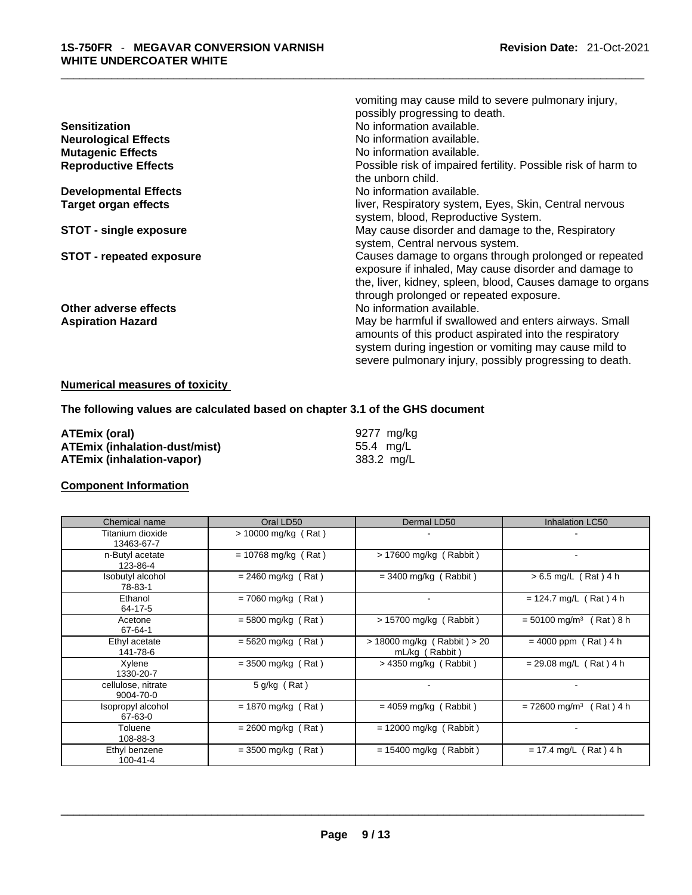vomiting may cause mild to severe pulmonary injury, possibly progressing to death.

**Sensitization** No information available.

**Neurological Effects** No information available.

**Mutagenic Effects** No information available.

**Reproductive Effects** Possible risk of impaired fertility. Possible risk of harm to the unborn child.

**Developmental Effects** No information available.

**Target organ effects** liver, Respiratory system, Eyes, Skin, Central nervous system, blood, Reproductive System.

**STOT - single exposure** May cause disorder and damage to the, Respiratory system, Central nervous system.

**STOT - repeated exposure** Causes damage to organs through prolonged or repeated exposure if inhaled, May cause disorder and damage to the, liver, kidney, spleen, blood, Causes damage to organs through prolonged or repeated exposure.

**Other adverse effects** No information available.

**Aspiration Hazard** May be harmful if swallowed and enters airways. Small amounts of this product aspirated into the respiratory system during ingestion or vomiting may cause mild to severe pulmonary injury, possibly progressing to death.

**Numerical measures of toxicity**

**The following values are calculated based on chapter 3.1 of the GHS document**

**ATEmix (oral)** 9277 mg/kg
**ATEmix (inhalation-dust/mist)** 55.4 mg/L
**ATEmix (inhalation-vapor)** 383.2 mg/L

**Component Information**

| Chemical name | Oral LD50 | Dermal LD50 | Inhalation LC50 |
|---|---|---|---|
| Titanium dioxide 13463-67-7 | > 10000 mg/kg ( Rat ) | - | - |
| n-Butyl acetate 123-86-4 | = 10768 mg/kg ( Rat ) | > 17600 mg/kg ( Rabbit ) | - |
| Isobutyl alcohol 78-83-1 | = 2460 mg/kg ( Rat ) | = 3400 mg/kg ( Rabbit ) | > 6.5 mg/L ( Rat ) 4 h |
| Ethanol 64-17-5 | = 7060 mg/kg ( Rat ) | - | = 124.7 mg/L ( Rat ) 4 h |
| Acetone 67-64-1 | = 5800 mg/kg ( Rat ) | > 15700 mg/kg ( Rabbit ) | = 50100 mg/m³ ( Rat ) 8 h |
| Ethyl acetate 141-78-6 | = 5620 mg/kg ( Rat ) | > 18000 mg/kg ( Rabbit ) > 20 mL/kg ( Rabbit ) | = 4000 ppm ( Rat ) 4 h |
| Xylene 1330-20-7 | = 3500 mg/kg ( Rat ) | > 4350 mg/kg ( Rabbit ) | = 29.08 mg/L ( Rat ) 4 h |
| cellulose, nitrate 9004-70-0 | 5 g/kg ( Rat ) | - | - |
| Isopropyl alcohol 67-63-0 | = 1870 mg/kg ( Rat ) | = 4059 mg/kg ( Rabbit ) | = 72600 mg/m³ ( Rat ) 4 h |
| Toluene 108-88-3 | = 2600 mg/kg ( Rat ) | = 12000 mg/kg ( Rabbit ) | - |
| Ethyl benzene 100-41-4 | = 3500 mg/kg ( Rat ) | = 15400 mg/kg ( Rabbit ) | = 17.4 mg/L ( Rat ) 4 h |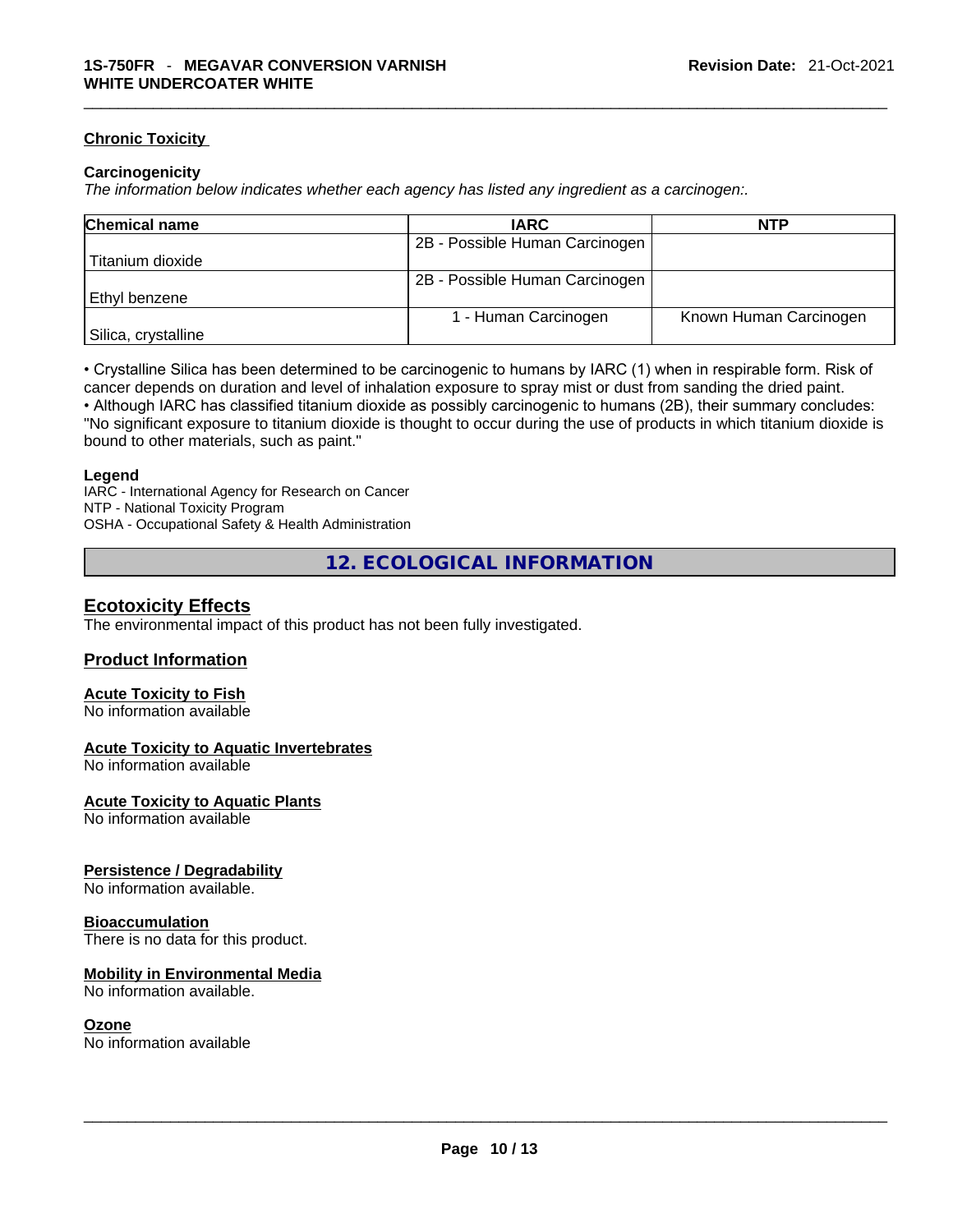#### Chronic Toxicity

**Carcinogenicity**

*The information below indicates whether each agency has listed any ingredient as a carcinogen:.*

| Chemical name | IARC | NTP |
|---|---|---|
| Titanium dioxide | 2B - Possible Human Carcinogen | |
| Ethyl benzene | 2B - Possible Human Carcinogen | |
| Silica, crystalline | 1 - Human Carcinogen | Known Human Carcinogen |

• Crystalline Silica has been determined to be carcinogenic to humans by IARC (1) when in respirable form. Risk of cancer depends on duration and level of inhalation exposure to spray mist or dust from sanding the dried paint.
• Although IARC has classified titanium dioxide as possibly carcinogenic to humans (2B), their summary concludes: "No significant exposure to titanium dioxide is thought to occur during the use of products in which titanium dioxide is bound to other materials, such as paint."

**Legend**

IARC - International Agency for Research on Cancer
NTP - National Toxicity Program
OSHA - Occupational Safety & Health Administration

## 12. ECOLOGICAL INFORMATION

### Ecotoxicity Effects

The environmental impact of this product has not been fully investigated.

### Product Information

#### Acute Toxicity to Fish

No information available

#### Acute Toxicity to Aquatic Invertebrates

No information available

#### Acute Toxicity to Aquatic Plants

No information available

#### Persistence / Degradability

No information available.

#### Bioaccumulation

There is no data for this product.

#### Mobility in Environmental Media

No information available.

#### Ozone

No information available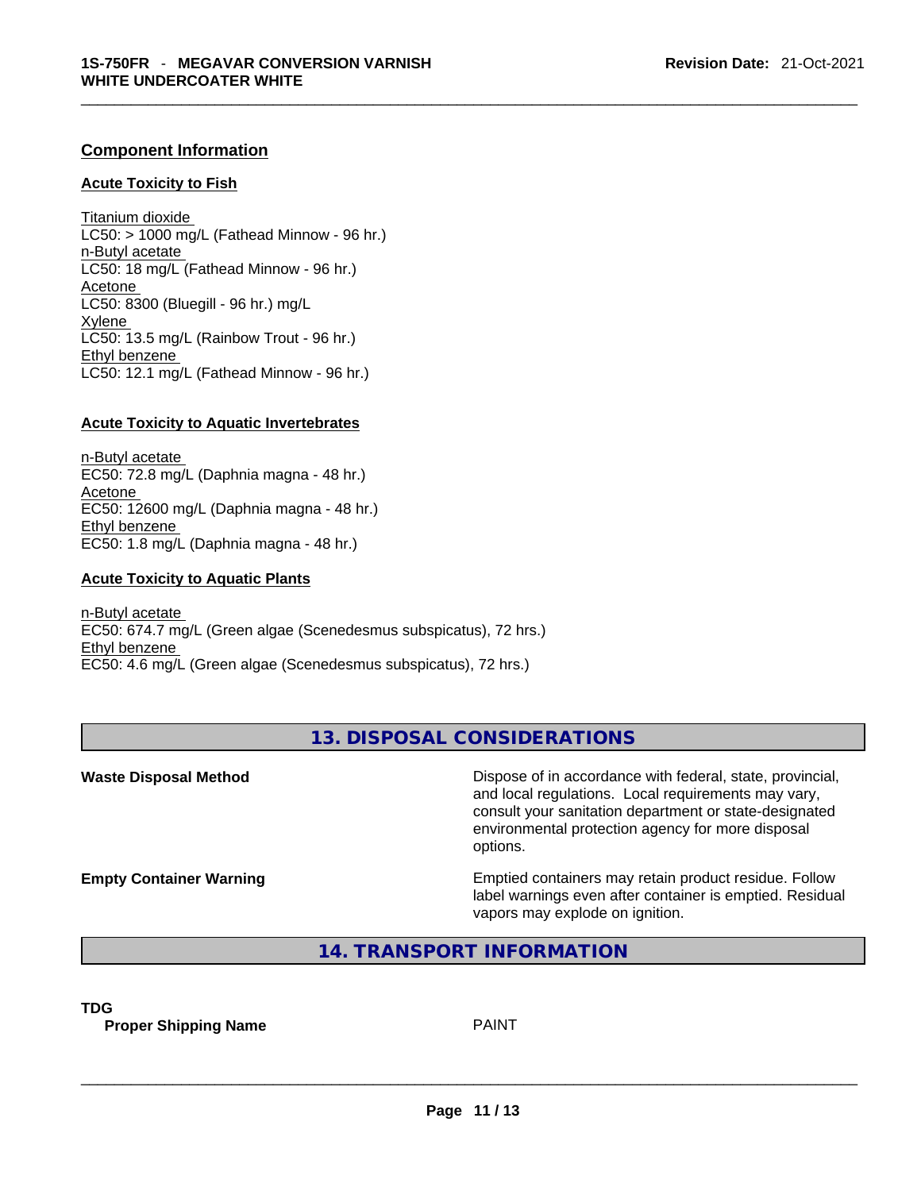### Component Information

#### Acute Toxicity to Fish

Titanium dioxide
LC50: > 1000 mg/L (Fathead Minnow - 96 hr.)
n-Butyl acetate
LC50: 18 mg/L (Fathead Minnow - 96 hr.)
Acetone
LC50: 8300 (Bluegill - 96 hr.) mg/L
Xylene
LC50: 13.5 mg/L (Rainbow Trout - 96 hr.)
Ethyl benzene
LC50: 12.1 mg/L (Fathead Minnow - 96 hr.)

#### Acute Toxicity to Aquatic Invertebrates

n-Butyl acetate
EC50: 72.8 mg/L (Daphnia magna - 48 hr.)
Acetone
EC50: 12600 mg/L (Daphnia magna - 48 hr.)
Ethyl benzene
EC50: 1.8 mg/L (Daphnia magna - 48 hr.)

#### Acute Toxicity to Aquatic Plants

n-Butyl acetate
EC50: 674.7 mg/L (Green algae (Scenedesmus subspicatus), 72 hrs.)
Ethyl benzene
EC50: 4.6 mg/L (Green algae (Scenedesmus subspicatus), 72 hrs.)

## 13. DISPOSAL CONSIDERATIONS

**Waste Disposal Method**

Dispose of in accordance with federal, state, provincial, and local regulations. Local requirements may vary, consult your sanitation department or state-designated environmental protection agency for more disposal options.

**Empty Container Warning**

Emptied containers may retain product residue. Follow label warnings even after container is emptied. Residual vapors may explode on ignition.

## 14. TRANSPORT INFORMATION

**TDG**

**Proper Shipping Name** PAINT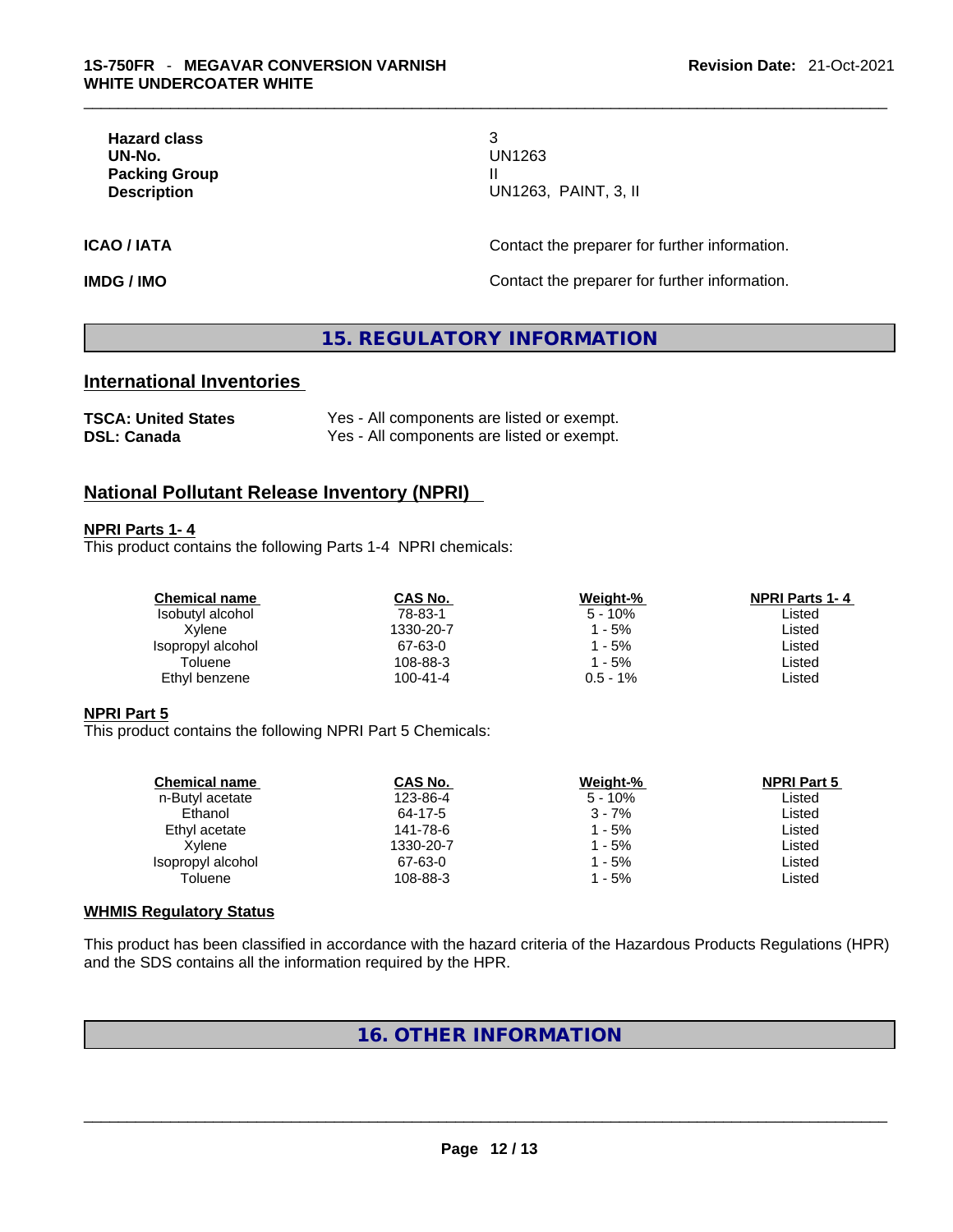| | |
|---|---|
| **Hazard class** | 3 |
| **UN-No.** | UN1263 |
| **Packing Group** | II |
| **Description** | UN1263, PAINT, 3, II |

**ICAO / IATA** Contact the preparer for further information.

**IMDG / IMO** Contact the preparer for further information.

## 15. REGULATORY INFORMATION

### International Inventories

| | |
|---|---|
| **TSCA: United States** | Yes - All components are listed or exempt. |
| **DSL: Canada** | Yes - All components are listed or exempt. |

### National Pollutant Release Inventory (NPRI)

**NPRI Parts 1- 4**

This product contains the following Parts 1-4 NPRI chemicals:

| Chemical name | CAS No. | Weight-% | NPRI Parts 1- 4 |
|---|---|---|---|
| Isobutyl alcohol | 78-83-1 | 5 - 10% | Listed |
| Xylene | 1330-20-7 | 1 - 5% | Listed |
| Isopropyl alcohol | 67-63-0 | 1 - 5% | Listed |
| Toluene | 108-88-3 | 1 - 5% | Listed |
| Ethyl benzene | 100-41-4 | 0.5 - 1% | Listed |

**NPRI Part 5**

This product contains the following NPRI Part 5 Chemicals:

| Chemical name | CAS No. | Weight-% | NPRI Part 5 |
|---|---|---|---|
| n-Butyl acetate | 123-86-4 | 5 - 10% | Listed |
| Ethanol | 64-17-5 | 3 - 7% | Listed |
| Ethyl acetate | 141-78-6 | 1 - 5% | Listed |
| Xylene | 1330-20-7 | 1 - 5% | Listed |
| Isopropyl alcohol | 67-63-0 | 1 - 5% | Listed |
| Toluene | 108-88-3 | 1 - 5% | Listed |

**WHMIS Regulatory Status**

This product has been classified in accordance with the hazard criteria of the Hazardous Products Regulations (HPR) and the SDS contains all the information required by the HPR.

## 16. OTHER INFORMATION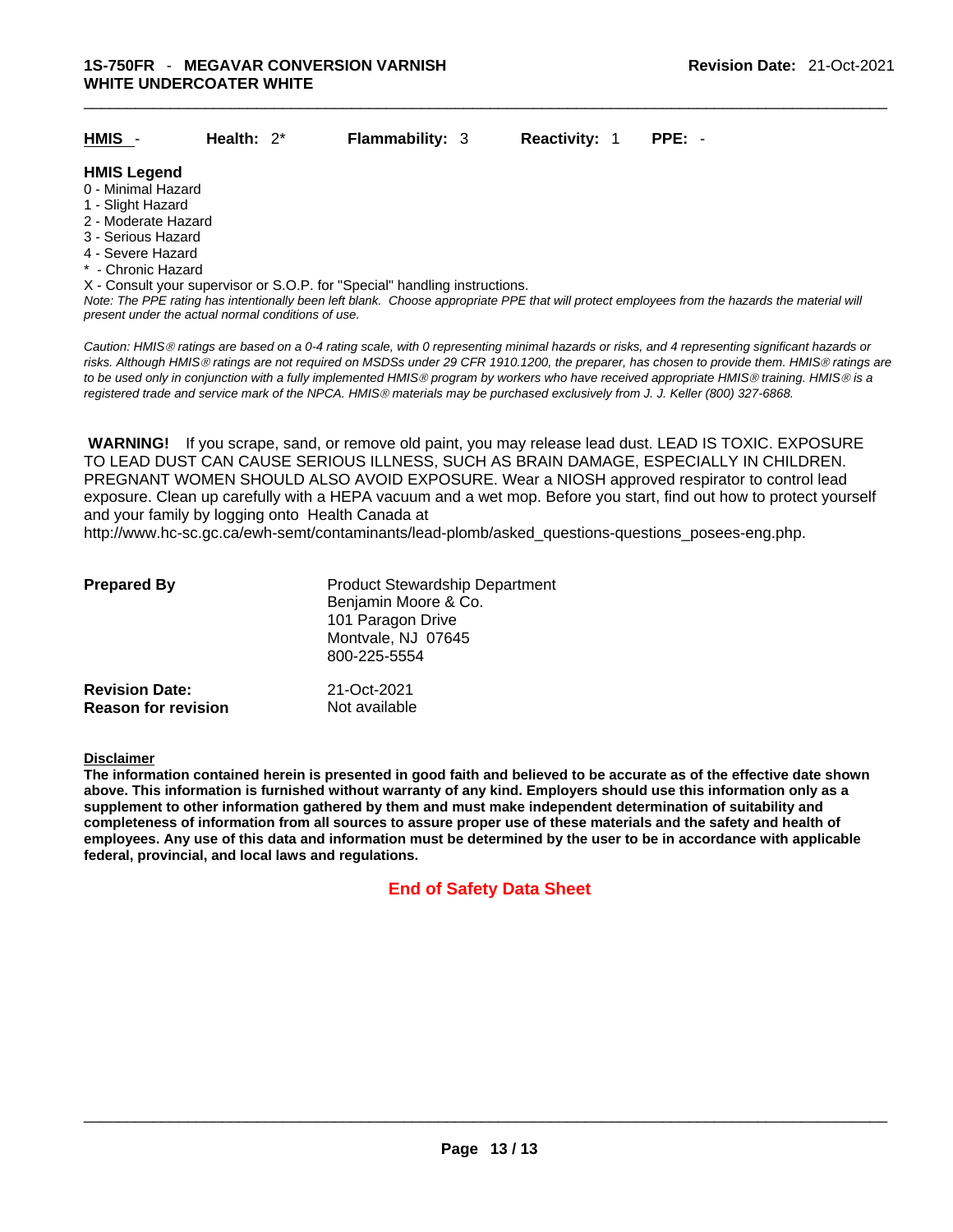| HMIS - | Health: 2* | Flammability: 3 | Reactivity: 1 | PPE: - |
|---|---|---|---|---|

**HMIS Legend**
0 - Minimal Hazard
1 - Slight Hazard
2 - Moderate Hazard
3 - Serious Hazard
4 - Severe Hazard
* - Chronic Hazard
X - Consult your supervisor or S.O.P. for "Special" handling instructions.

*Note: The PPE rating has intentionally been left blank. Choose appropriate PPE that will protect employees from the hazards the material will present under the actual normal conditions of use.*

*Caution: HMIS® ratings are based on a 0-4 rating scale, with 0 representing minimal hazards or risks, and 4 representing significant hazards or risks. Although HMIS® ratings are not required on MSDSs under 29 CFR 1910.1200, the preparer, has chosen to provide them. HMIS® ratings are to be used only in conjunction with a fully implemented HMIS® program by workers who have received appropriate HMIS® training. HMIS® is a registered trade and service mark of the NPCA. HMIS® materials may be purchased exclusively from J. J. Keller (800) 327-6868.*

**WARNING!** If you scrape, sand, or remove old paint, you may release lead dust. LEAD IS TOXIC. EXPOSURE TO LEAD DUST CAN CAUSE SERIOUS ILLNESS, SUCH AS BRAIN DAMAGE, ESPECIALLY IN CHILDREN. PREGNANT WOMEN SHOULD ALSO AVOID EXPOSURE. Wear a NIOSH approved respirator to control lead exposure. Clean up carefully with a HEPA vacuum and a wet mop. Before you start, find out how to protect yourself and your family by logging onto Health Canada at http://www.hc-sc.gc.ca/ewh-semt/contaminants/lead-plomb/asked_questions-questions_posees-eng.php.

**Prepared By**
Product Stewardship Department
Benjamin Moore & Co.
101 Paragon Drive
Montvale, NJ 07645
800-225-5554

**Revision Date:** 21-Oct-2021
**Reason for revision** Not available

**Disclaimer**

**The information contained herein is presented in good faith and believed to be accurate as of the effective date shown above. This information is furnished without warranty of any kind. Employers should use this information only as a supplement to other information gathered by them and must make independent determination of suitability and completeness of information from all sources to assure proper use of these materials and the safety and health of employees. Any use of this data and information must be determined by the user to be in accordance with applicable federal, provincial, and local laws and regulations.**

**End of Safety Data Sheet**